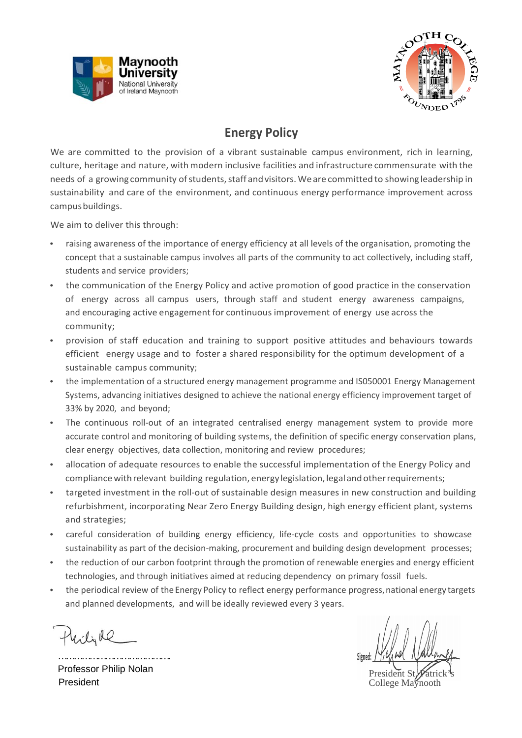Maynooth University
National University of Ireland Maynooth

MAYNOOTH COLLEGE FOUNDED 1795

# Energy Policy

We are committed to the provision of a vibrant sustainable campus environment, rich in learning, culture, heritage and nature, with modern inclusive facilities and infrastructure commensurate with the needs of a growing community of students, staff and visitors. We are committed to showing leadership in sustainability and care of the environment, and continuous energy performance improvement across campus buildings.

We aim to deliver this through:

- raising awareness of the importance of energy efficiency at all levels of the organisation, promoting the concept that a sustainable campus involves all parts of the community to act collectively, including staff, students and service providers;
- the communication of the Energy Policy and active promotion of good practice in the conservation of energy across all campus users, through staff and student energy awareness campaigns, and encouraging active engagement for continuous improvement of energy use across the community;
- provision of staff education and training to support positive attitudes and behaviours towards efficient energy usage and to foster a shared responsibility for the optimum development of a sustainable campus community;
- the implementation of a structured energy management programme and IS050001 Energy Management Systems, advancing initiatives designed to achieve the national energy efficiency improvement target of 33% by 2020, and beyond;
- The continuous roll-out of an integrated centralised energy management system to provide more accurate control and monitoring of building systems, the definition of specific energy conservation plans, clear energy objectives, data collection, monitoring and review procedures;
- allocation of adequate resources to enable the successful implementation of the Energy Policy and compliance with relevant building regulation, energy legislation, legal and other requirements;
- targeted investment in the roll-out of sustainable design measures in new construction and building refurbishment, incorporating Near Zero Energy Building design, high energy efficient plant, systems and strategies;
- careful consideration of building energy efficiency, life-cycle costs and opportunities to showcase sustainability as part of the decision-making, procurement and building design development processes;
- the reduction of our carbon footprint through the promotion of renewable energies and energy efficient technologies, and through initiatives aimed at reducing dependency on primary fossil fuels.
- the periodical review of the Energy Policy to reflect energy performance progress, national energy targets and planned developments, and will be ideally reviewed every 3 years.

………………………………….
Professor Philip Nolan
President

Signed:
President St Patrick's College Maynooth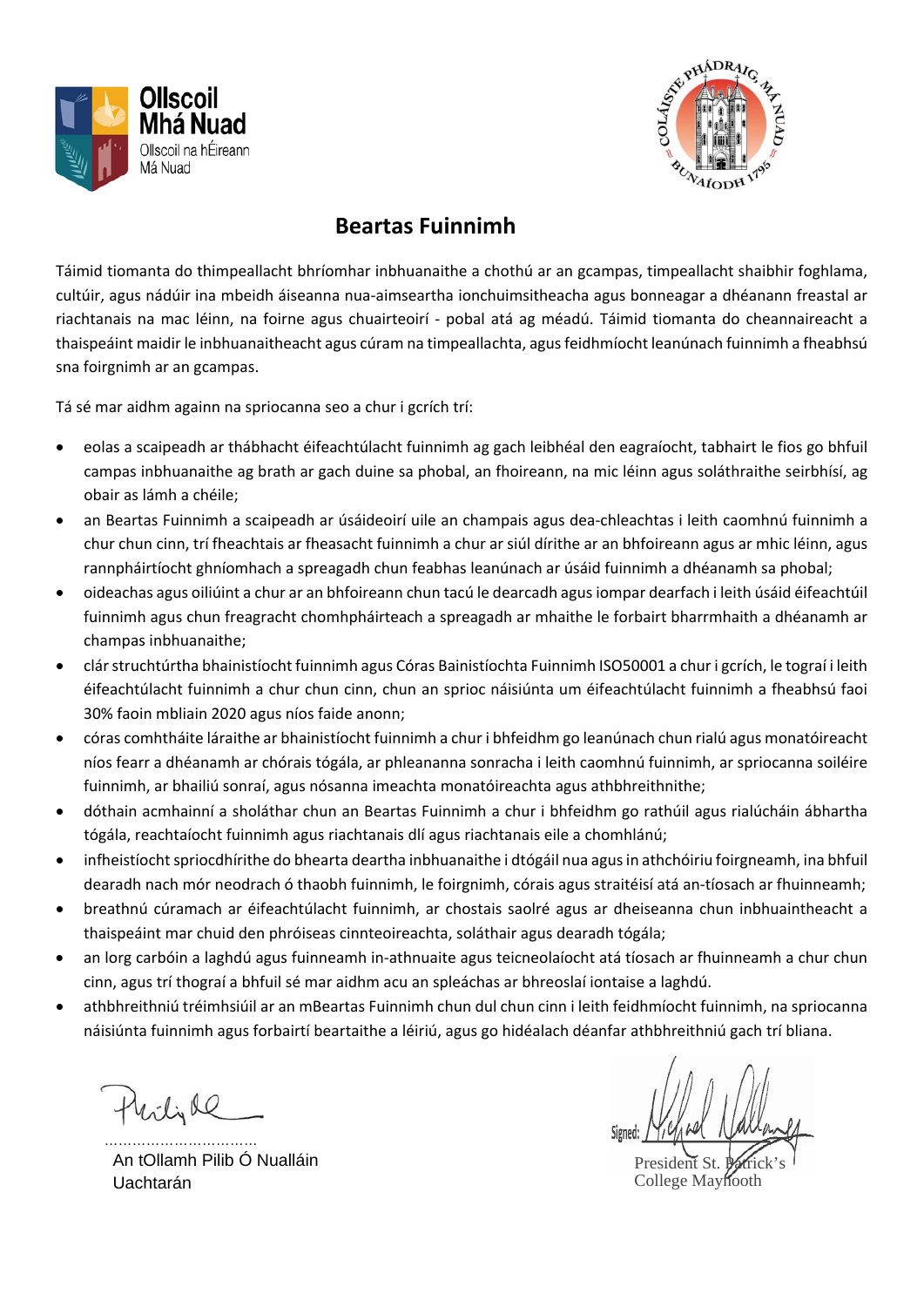Ollscoil Mhá Nuad
Ollscoil na hÉireann Má Nuad

COLÁISTE PHÁDRAIG, MÁ NUAD
BUNAÍODH 1795

# Beartas Fuinnimh

Táimid tiomanta do thimpeallacht bhríomhar inbhuanaithe a chothú ar an gcampas, timpeallacht shaibhir foghlama, cultúir, agus nádúir ina mbeidh áiseanna nua-aimseartha ionchuimsitheacha agus bonneagar a dhéanann freastal ar riachtanais na mac léinn, na foirne agus chuairteoirí - pobal atá ag méadú. Táimid tiomanta do cheannaireacht a thaispeáint maidir le inbhuanaitheacht agus cúram na timpeallachta, agus feidhmíocht leanúnach fuinnimh a fheabhsú sna foirgnimh ar an gcampas.

Tá sé mar aidhm againn na spriocanna seo a chur i gcrích trí:

- eolas a scaipeadh ar thábhacht éifeachtúlacht fuinnimh ag gach leibhéal den eagraíocht, tabhairt le fios go bhfuil campas inbhuanaithe ag brath ar gach duine sa phobal, an fhoireann, na mic léinn agus soláthraithe seirbhísí, ag obair as lámh a chéile;
- an Beartas Fuinnimh a scaipeadh ar úsáideoirí uile an champais agus dea-chleachtas i leith caomhnú fuinnimh a chur chun cinn, trí fheachtais ar fheasacht fuinnimh a chur ar siúl dírithe ar an bhfoireann agus ar mhic léinn, agus rannpháirtíocht ghníomhach a spreagadh chun feabhas leanúnach ar úsáid fuinnimh a dhéanamh sa phobal;
- oideachas agus oiliúint a chur ar an bhfoireann chun tacú le dearcadh agus iompar dearfach i leith úsáid éifeachtúil fuinnimh agus chun freagracht chomhpháirteach a spreagadh ar mhaithe le forbairt bharrmhaith a dhéanamh ar champas inbhuanaithe;
- clár struchtúrtha bhainistíocht fuinnimh agus Córas Bainistíochta Fuinnimh ISO50001 a chur i gcrích, le tograí i leith éifeachtúlacht fuinnimh a chur chun cinn, chun an sprioc náisiúnta um éifeachtúlacht fuinnimh a fheabhsú faoi 30% faoin mbliain 2020 agus níos faide anonn;
- córas comhtháite láraithe ar bhainistíocht fuinnimh a chur i bhfeidhm go leanúnach chun rialú agus monatóireacht níos fearr a dhéanamh ar chórais tógála, ar phleananna sonracha i leith caomhnú fuinnimh, ar spriocanna soiléire fuinnimh, ar bhailiú sonraí, agus nósanna imeachta monatóireachta agus athbhreithnithe;
- dóthain acmhainní a sholáthar chun an Beartas Fuinnimh a chur i bhfeidhm go rathúil agus rialúcháin ábhartha tógála, reachtaíocht fuinnimh agus riachtanais dlí agus riachtanais eile a chomhlánú;
- infheistíocht spriocdhírithe do bhearta deartha inbhuanaithe i dtógáil nua agus in athchóiriu foirgneamh, ina bhfuil dearadh nach mór neodrach ó thaobh fuinnimh, le foirgnimh, córais agus straitéisí atá an-tíosach ar fhuinneamh;
- breathnú cúramach ar éifeachtúlacht fuinnimh, ar chostais saolré agus ar dheiseanna chun inbhuaintheacht a thaispeáint mar chuid den phróiseas cinnteoireachta, soláthair agus dearadh tógála;
- an lorg carbóin a laghdú agus fuinneamh in-athnuaite agus teicneolaíocht atá tíosach ar fhuinneamh a chur chun cinn, agus trí thograí a bhfuil sé mar aidhm acu an spleáchas ar bhreoslaí iontaise a laghdú.
- athbhreithniú tréimhsiúil ar an mBeartas Fuinnimh chun dul chun cinn i leith feidhmíocht fuinnimh, na spriocanna náisiúnta fuinnimh agus forbairtí beartaithe a léiriú, agus go hidéalach déanfar athbhreithniú gach trí bliana.

................................
An tOllamh Pilib Ó Nualláin
Uachtarán

Signed:
President St. Patrick's College Maynooth